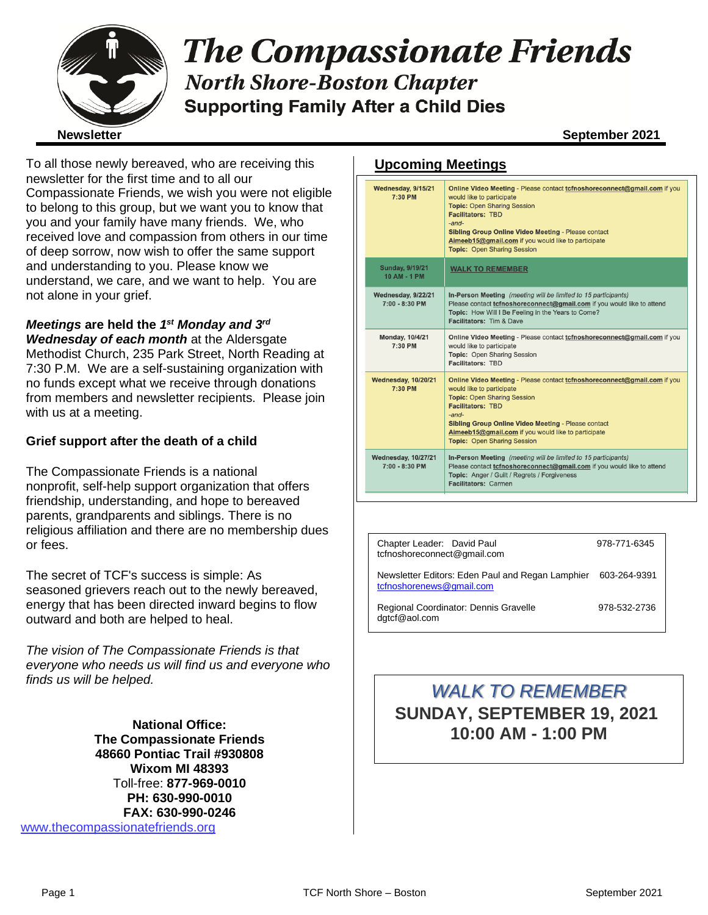# The Compassionate Friends

## North Shore-Boston Chapter

### Supporting Family After a Child Dies

**Newsletter** **September 2021**

To all those newly bereaved, who are receiving this newsletter for the first time and to all our Compassionate Friends, we wish you were not eligible to belong to this group, but we want you to know that you and your family have many friends. We, who received love and compassion from others in our time of deep sorrow, now wish to offer the same support and understanding to you. Please know we understand, we care, and we want to help. You are not alone in your grief.

***Meetings* are held the *1st Monday and 3rd Wednesday of each month*** at the Aldersgate Methodist Church, 235 Park Street, North Reading at 7:30 P.M. We are a self-sustaining organization with no funds except what we receive through donations from members and newsletter recipients. Please join with us at a meeting.

**Grief support after the death of a child**

The Compassionate Friends is a national nonprofit, self-help support organization that offers friendship, understanding, and hope to bereaved parents, grandparents and siblings. There is no religious affiliation and there are no membership dues or fees.

The secret of TCF's success is simple: As seasoned grievers reach out to the newly bereaved, energy that has been directed inward begins to flow outward and both are helped to heal.

*The vision of The Compassionate Friends is that everyone who needs us will find us and everyone who finds us will be helped.*

**National Office:**
**The Compassionate Friends**
**48660 Pontiac Trail #930808**
**Wixom MI 48393**
Toll-free: **877-969-0010**
**PH: 630-990-0010**
**FAX: 630-990-0246**
www.thecompassionatefriends.org

## Upcoming Meetings

| Date | Details |
|---|---|
| Wednesday, 9/15/21 7:30 PM | **Online Video Meeting** - Please contact **tcfnoshoreconnect@gmail.com** if you would like to participate<br>**Topic:** Open Sharing Session<br>**Facilitators:** TBD<br>*-and-*<br>**Sibling Group Online Video Meeting** - Please contact **Aimeeb15@gmail.com** if you would like to participate<br>**Topic:** Open Sharing Session |
| Sunday, 9/19/21 10 AM - 1 PM | **WALK TO REMEMBER** |
| Wednesday, 9/22/21 7:00 - 8:30 PM | **In-Person Meeting** *(meeting will be limited to 15 participants)*<br>Please contact **tcfnoshoreconnect@gmail.com** if you would like to attend<br>**Topic:** How Will I Be Feeling in the Years to Come?<br>**Facilitators:** Tim & Dave |
| Monday, 10/4/21 7:30 PM | **Online Video Meeting** - Please contact **tcfnoshoreconnect@gmail.com** if you would like to participate<br>**Topic:** Open Sharing Session<br>**Facilitators:** TBD |
| Wednesday, 10/20/21 7:30 PM | **Online Video Meeting** - Please contact **tcfnoshoreconnect@gmail.com** if you would like to participate<br>**Topic:** Open Sharing Session<br>**Facilitators:** TBD<br>*-and-*<br>**Sibling Group Online Video Meeting** - Please contact **Aimeeb15@gmail.com** if you would like to participate<br>**Topic:** Open Sharing Session |
| Wednesday, 10/27/21 7:00 - 8:30 PM | **In-Person Meeting** *(meeting will be limited to 15 participants)*<br>Please contact **tcfnoshoreconnect@gmail.com** if you would like to attend<br>**Topic:** Anger / Guilt / Regrets / Forgiveness<br>**Facilitators:** Carmen |

| Contact | Phone |
|---|---|
| Chapter Leader: David Paul<br>tcfnoshoreconnect@gmail.com | 978-771-6345 |
| Newsletter Editors: Eden Paul and Regan Lamphier<br>tcfnoshorenews@gmail.com | 603-264-9391 |
| Regional Coordinator: Dennis Gravelle<br>dgtcf@aol.com | 978-532-2736 |

***WALK TO REMEMBER***
**SUNDAY, SEPTEMBER 19, 2021**
**10:00 AM - 1:00 PM**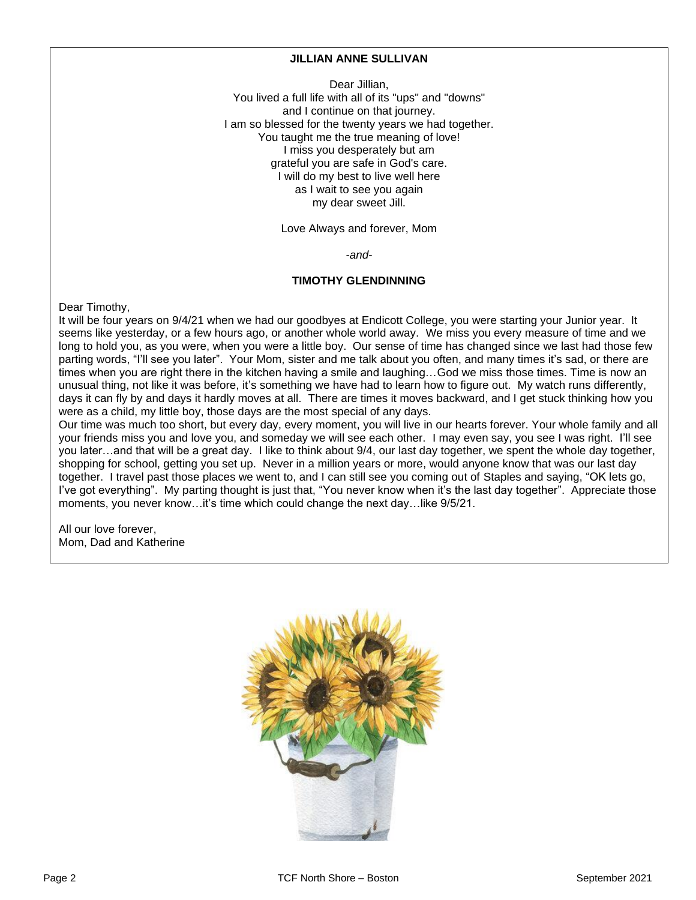**JILLIAN ANNE SULLIVAN**

Dear Jillian,
You lived a full life with all of its "ups" and "downs"
and I continue on that journey.
I am so blessed for the twenty years we had together.
You taught me the true meaning of love!
I miss you desperately but am
grateful you are safe in God's care.
I will do my best to live well here
as I wait to see you again
my dear sweet Jill.

Love Always and forever, Mom

*-and-*

**TIMOTHY GLENDINNING**

Dear Timothy,
It will be four years on 9/4/21 when we had our goodbyes at Endicott College, you were starting your Junior year. It seems like yesterday, or a few hours ago, or another whole world away. We miss you every measure of time and we long to hold you, as you were, when you were a little boy. Our sense of time has changed since we last had those few parting words, "I'll see you later". Your Mom, sister and me talk about you often, and many times it's sad, or there are times when you are right there in the kitchen having a smile and laughing…God we miss those times. Time is now an unusual thing, not like it was before, it's something we have had to learn how to figure out. My watch runs differently, days it can fly by and days it hardly moves at all. There are times it moves backward, and I get stuck thinking how you were as a child, my little boy, those days are the most special of any days.
Our time was much too short, but every day, every moment, you will live in our hearts forever. Your whole family and all your friends miss you and love you, and someday we will see each other. I may even say, you see I was right. I'll see you later…and that will be a great day. I like to think about 9/4, our last day together, we spent the whole day together, shopping for school, getting you set up. Never in a million years or more, would anyone know that was our last day together. I travel past those places we went to, and I can still see you coming out of Staples and saying, "OK lets go, I've got everything". My parting thought is just that, "You never know when it's the last day together". Appreciate those moments, you never know…it's time which could change the next day…like 9/5/21.

All our love forever,
Mom, Dad and Katherine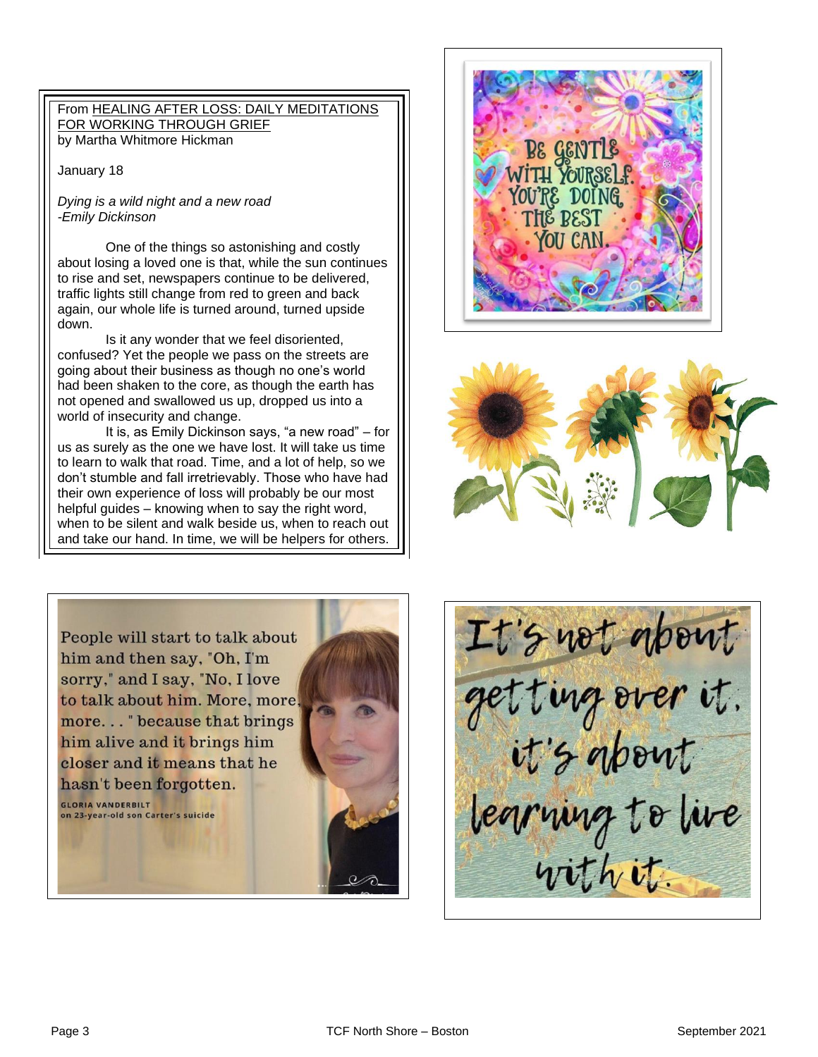From HEALING AFTER LOSS: DAILY MEDITATIONS FOR WORKING THROUGH GRIEF
by Martha Whitmore Hickman

January 18

*Dying is a wild night and a new road*
*-Emily Dickinson*

One of the things so astonishing and costly about losing a loved one is that, while the sun continues to rise and set, newspapers continue to be delivered, traffic lights still change from red to green and back again, our whole life is turned around, turned upside down.

Is it any wonder that we feel disoriented, confused? Yet the people we pass on the streets are going about their business as though no one's world had been shaken to the core, as though the earth has not opened and swallowed us up, dropped us into a world of insecurity and change.

It is, as Emily Dickinson says, "a new road" – for us as surely as the one we have lost. It will take us time to learn to walk that road. Time, and a lot of help, so we don't stumble and fall irretrievably. Those who have had their own experience of loss will probably be our most helpful guides – knowing when to say the right word, when to be silent and walk beside us, when to reach out and take our hand. In time, we will be helpers for others.

Be gentle with yourself. You're doing the best you can.

People will start to talk about him and then say, "Oh, I'm sorry," and I say, "No, I love to talk about him. More, more, more. . . " because that brings him alive and it brings him closer and it means that he hasn't been forgotten.

GLORIA VANDERBILT
on 23-year-old son Carter's suicide

It's not about getting over it, it's about learning to live with it.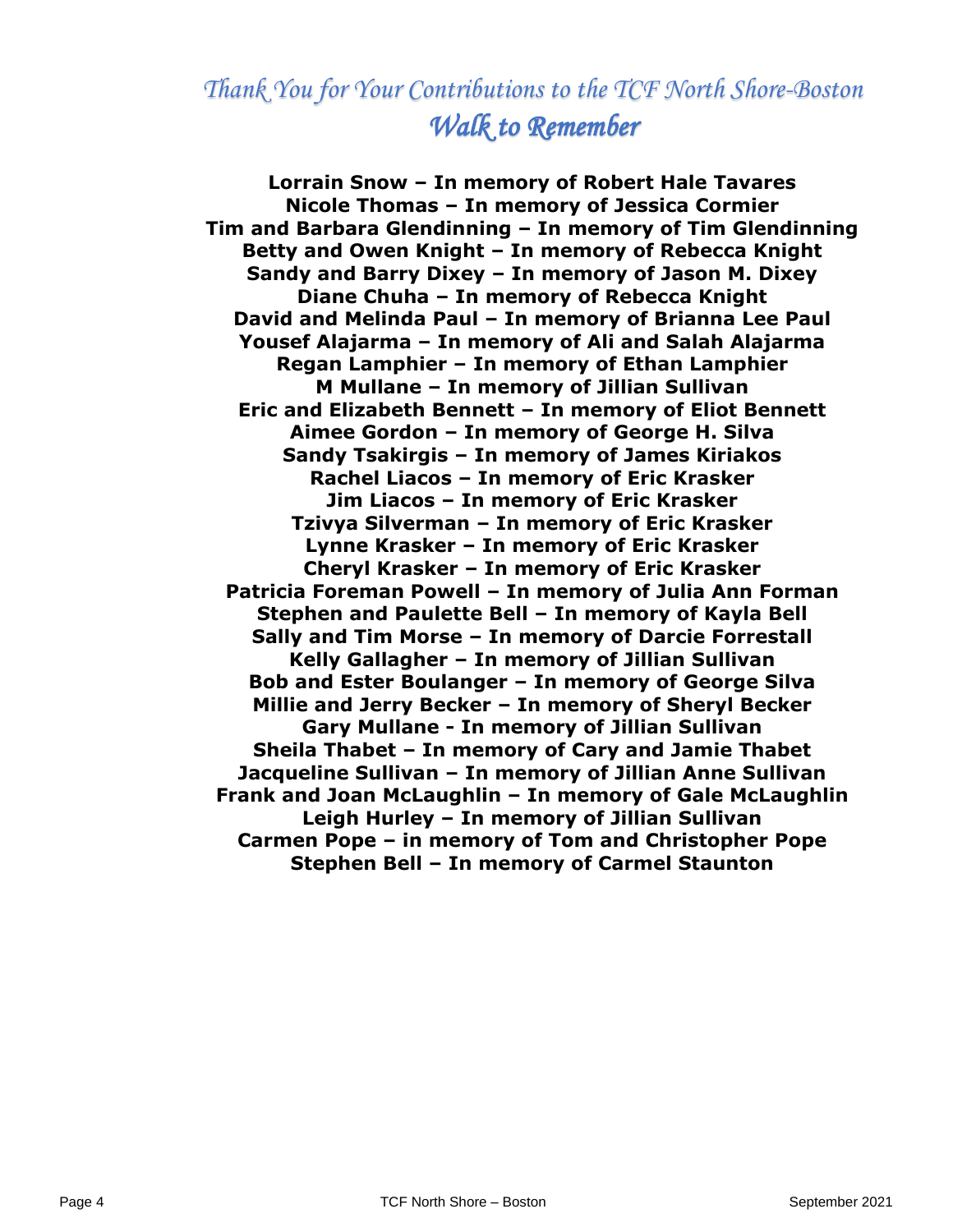# *Thank You for Your Contributions to the TCF North Shore-Boston*
# ***Walk to Remember***

**Lorrain Snow – In memory of Robert Hale Tavares**
**Nicole Thomas – In memory of Jessica Cormier**
**Tim and Barbara Glendinning – In memory of Tim Glendinning**
**Betty and Owen Knight – In memory of Rebecca Knight**
**Sandy and Barry Dixey – In memory of Jason M. Dixey**
**Diane Chuha – In memory of Rebecca Knight**
**David and Melinda Paul – In memory of Brianna Lee Paul**
**Yousef Alajarma – In memory of Ali and Salah Alajarma**
**Regan Lamphier – In memory of Ethan Lamphier**
**M Mullane – In memory of Jillian Sullivan**
**Eric and Elizabeth Bennett – In memory of Eliot Bennett**
**Aimee Gordon – In memory of George H. Silva**
**Sandy Tsakirgis – In memory of James Kiriakos**
**Rachel Liacos – In memory of Eric Krasker**
**Jim Liacos – In memory of Eric Krasker**
**Tzivya Silverman – In memory of Eric Krasker**
**Lynne Krasker – In memory of Eric Krasker**
**Cheryl Krasker – In memory of Eric Krasker**
**Patricia Foreman Powell – In memory of Julia Ann Forman**
**Stephen and Paulette Bell – In memory of Kayla Bell**
**Sally and Tim Morse – In memory of Darcie Forrestall**
**Kelly Gallagher – In memory of Jillian Sullivan**
**Bob and Ester Boulanger – In memory of George Silva**
**Millie and Jerry Becker – In memory of Sheryl Becker**
**Gary Mullane - In memory of Jillian Sullivan**
**Sheila Thabet – In memory of Cary and Jamie Thabet**
**Jacqueline Sullivan – In memory of Jillian Anne Sullivan**
**Frank and Joan McLaughlin – In memory of Gale McLaughlin**
**Leigh Hurley – In memory of Jillian Sullivan**
**Carmen Pope – in memory of Tom and Christopher Pope**
**Stephen Bell – In memory of Carmel Staunton**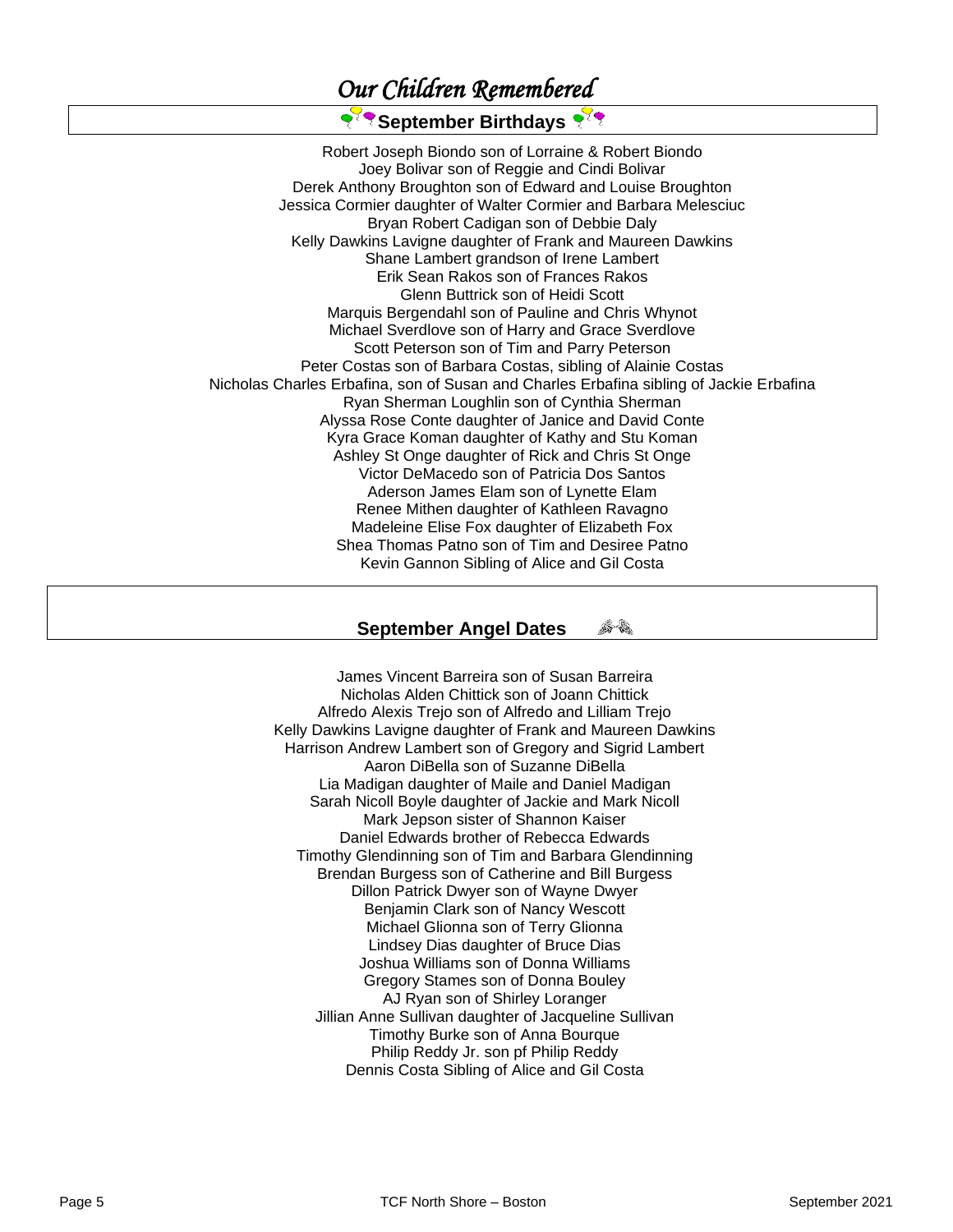# *Our Children Remembered*

## September Birthdays

Robert Joseph Biondo son of Lorraine & Robert Biondo
Joey Bolivar son of Reggie and Cindi Bolivar
Derek Anthony Broughton son of Edward and Louise Broughton
Jessica Cormier daughter of Walter Cormier and Barbara Melesciuc
Bryan Robert Cadigan son of Debbie Daly
Kelly Dawkins Lavigne daughter of Frank and Maureen Dawkins
Shane Lambert grandson of Irene Lambert
Erik Sean Rakos son of Frances Rakos
Glenn Buttrick son of Heidi Scott
Marquis Bergendahl son of Pauline and Chris Whynot
Michael Sverdlove son of Harry and Grace Sverdlove
Scott Peterson son of Tim and Parry Peterson
Peter Costas son of Barbara Costas, sibling of Alainie Costas
Nicholas Charles Erbafina, son of Susan and Charles Erbafina sibling of Jackie Erbafina
Ryan Sherman Loughlin son of Cynthia Sherman
Alyssa Rose Conte daughter of Janice and David Conte
Kyra Grace Koman daughter of Kathy and Stu Koman
Ashley St Onge daughter of Rick and Chris St Onge
Victor DeMacedo son of Patricia Dos Santos
Aderson James Elam son of Lynette Elam
Renee Mithen daughter of Kathleen Ravagno
Madeleine Elise Fox daughter of Elizabeth Fox
Shea Thomas Patno son of Tim and Desiree Patno
Kevin Gannon Sibling of Alice and Gil Costa

## September Angel Dates

James Vincent Barreira son of Susan Barreira
Nicholas Alden Chittick son of Joann Chittick
Alfredo Alexis Trejo son of Alfredo and Lilliam Trejo
Kelly Dawkins Lavigne daughter of Frank and Maureen Dawkins
Harrison Andrew Lambert son of Gregory and Sigrid Lambert
Aaron DiBella son of Suzanne DiBella
Lia Madigan daughter of Maile and Daniel Madigan
Sarah Nicoll Boyle daughter of Jackie and Mark Nicoll
Mark Jepson sister of Shannon Kaiser
Daniel Edwards brother of Rebecca Edwards
Timothy Glendinning son of Tim and Barbara Glendinning
Brendan Burgess son of Catherine and Bill Burgess
Dillon Patrick Dwyer son of Wayne Dwyer
Benjamin Clark son of Nancy Wescott
Michael Glionna son of Terry Glionna
Lindsey Dias daughter of Bruce Dias
Joshua Williams son of Donna Williams
Gregory Stames son of Donna Bouley
AJ Ryan son of Shirley Loranger
Jillian Anne Sullivan daughter of Jacqueline Sullivan
Timothy Burke son of Anna Bourque
Philip Reddy Jr. son pf Philip Reddy
Dennis Costa Sibling of Alice and Gil Costa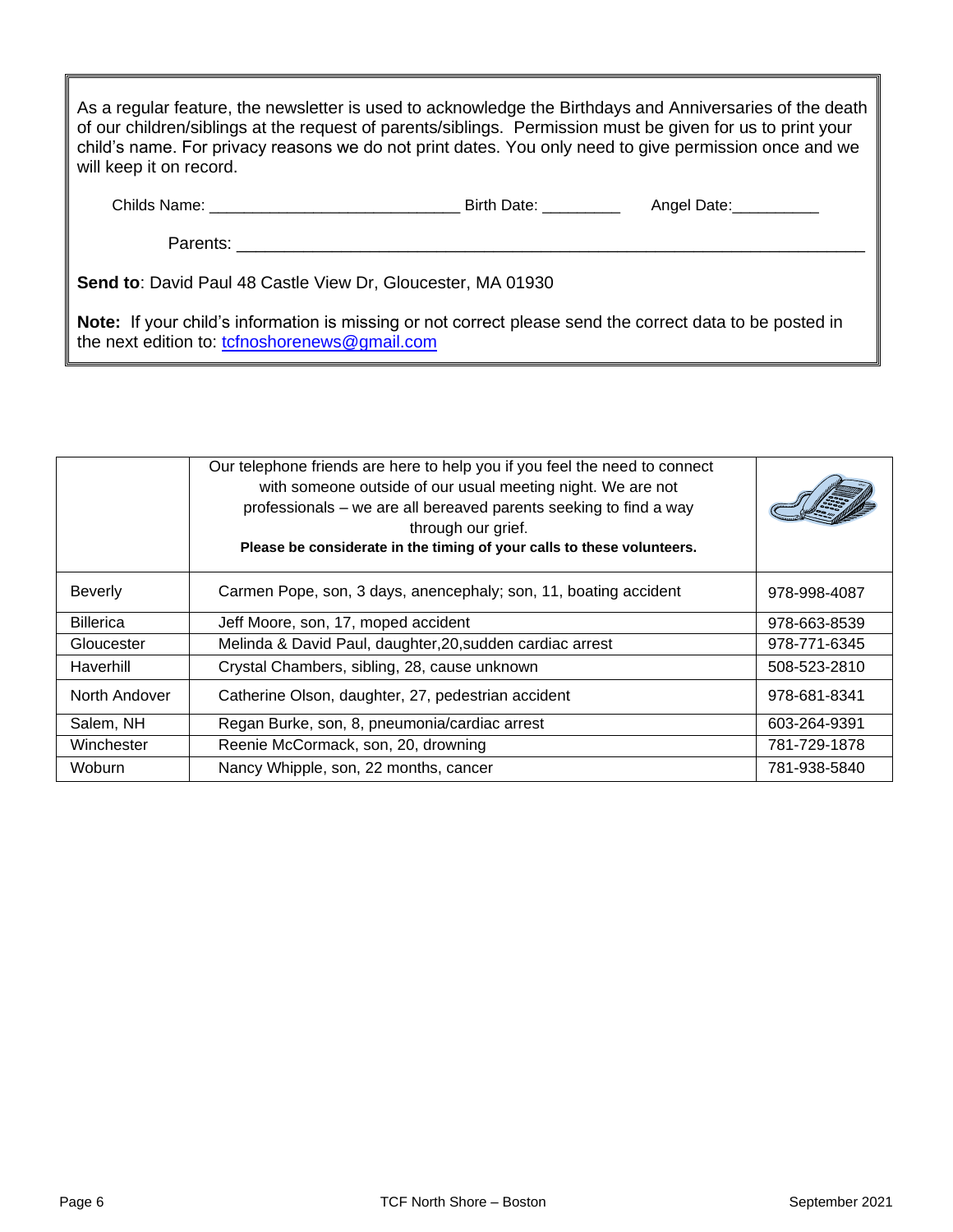As a regular feature, the newsletter is used to acknowledge the Birthdays and Anniversaries of the death of our children/siblings at the request of parents/siblings. Permission must be given for us to print your child's name. For privacy reasons we do not print dates. You only need to give permission once and we will keep it on record.

Childs Name: ____________________________ Birth Date: _________ Angel Date:__________

Parents: ____________________________________________________________________

**Send to**: David Paul 48 Castle View Dr, Gloucester, MA 01930

**Note:** If your child's information is missing or not correct please send the correct data to be posted in the next edition to: tcfnoshorenews@gmail.com

| | Our telephone friends are here to help you if you feel the need to connect with someone outside of our usual meeting night. We are not professionals – we are all bereaved parents seeking to find a way through our grief. **Please be considerate in the timing of your calls to these volunteers.** | |
|---|---|---|
| Beverly | Carmen Pope, son, 3 days, anencephaly; son, 11, boating accident | 978-998-4087 |
| Billerica | Jeff Moore, son, 17, moped accident | 978-663-8539 |
| Gloucester | Melinda & David Paul, daughter,20,sudden cardiac arrest | 978-771-6345 |
| Haverhill | Crystal Chambers, sibling, 28, cause unknown | 508-523-2810 |
| North Andover | Catherine Olson, daughter, 27, pedestrian accident | 978-681-8341 |
| Salem, NH | Regan Burke, son, 8, pneumonia/cardiac arrest | 603-264-9391 |
| Winchester | Reenie McCormack, son, 20, drowning | 781-729-1878 |
| Woburn | Nancy Whipple, son, 22 months, cancer | 781-938-5840 |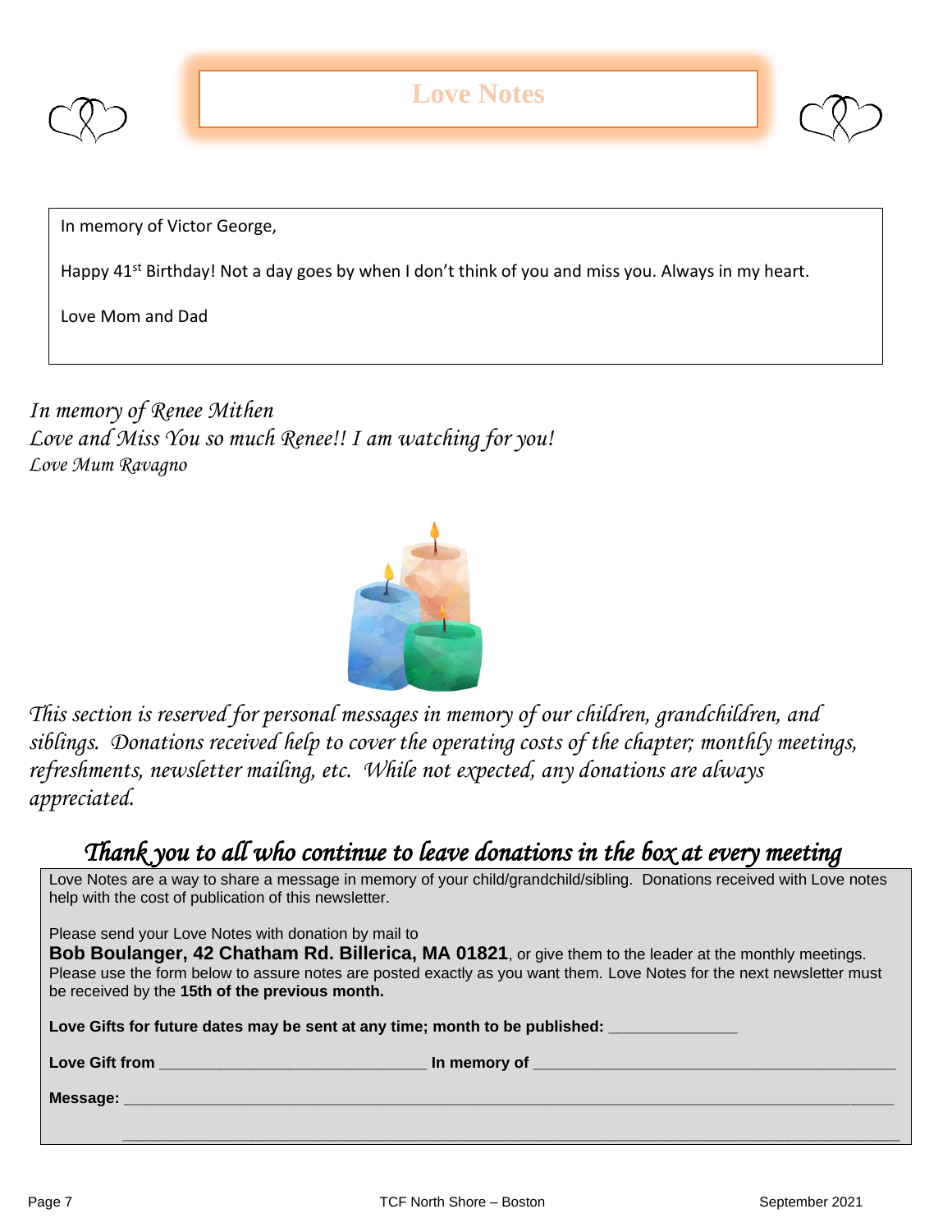# Love Notes

In memory of Victor George,

Happy 41st Birthday! Not a day goes by when I don't think of you and miss you. Always in my heart.

Love Mom and Dad

*In memory of Renee Mithen*
*Love and Miss You so much Renee!! I am watching for you!*
*Love Mum Ravagno*

*This section is reserved for personal messages in memory of our children, grandchildren, and siblings. Donations received help to cover the operating costs of the chapter; monthly meetings, refreshments, newsletter mailing, etc. While not expected, any donations are always appreciated.*

## *Thank you to all who continue to leave donations in the box at every meeting*

Love Notes are a way to share a message in memory of your child/grandchild/sibling. Donations received with Love notes help with the cost of publication of this newsletter.

Please send your Love Notes with donation by mail to
**Bob Boulanger, 42 Chatham Rd. Billerica, MA 01821**, or give them to the leader at the monthly meetings. Please use the form below to assure notes are posted exactly as you want them. Love Notes for the next newsletter must be received by the **15th of the previous month.**

**Love Gifts for future dates may be sent at any time; month to be published:** _______________

**Love Gift from** _______________________________ **In memory of** __________________________________________

**Message:** ________________________________________________________________________________________

________________________________________________________________________________________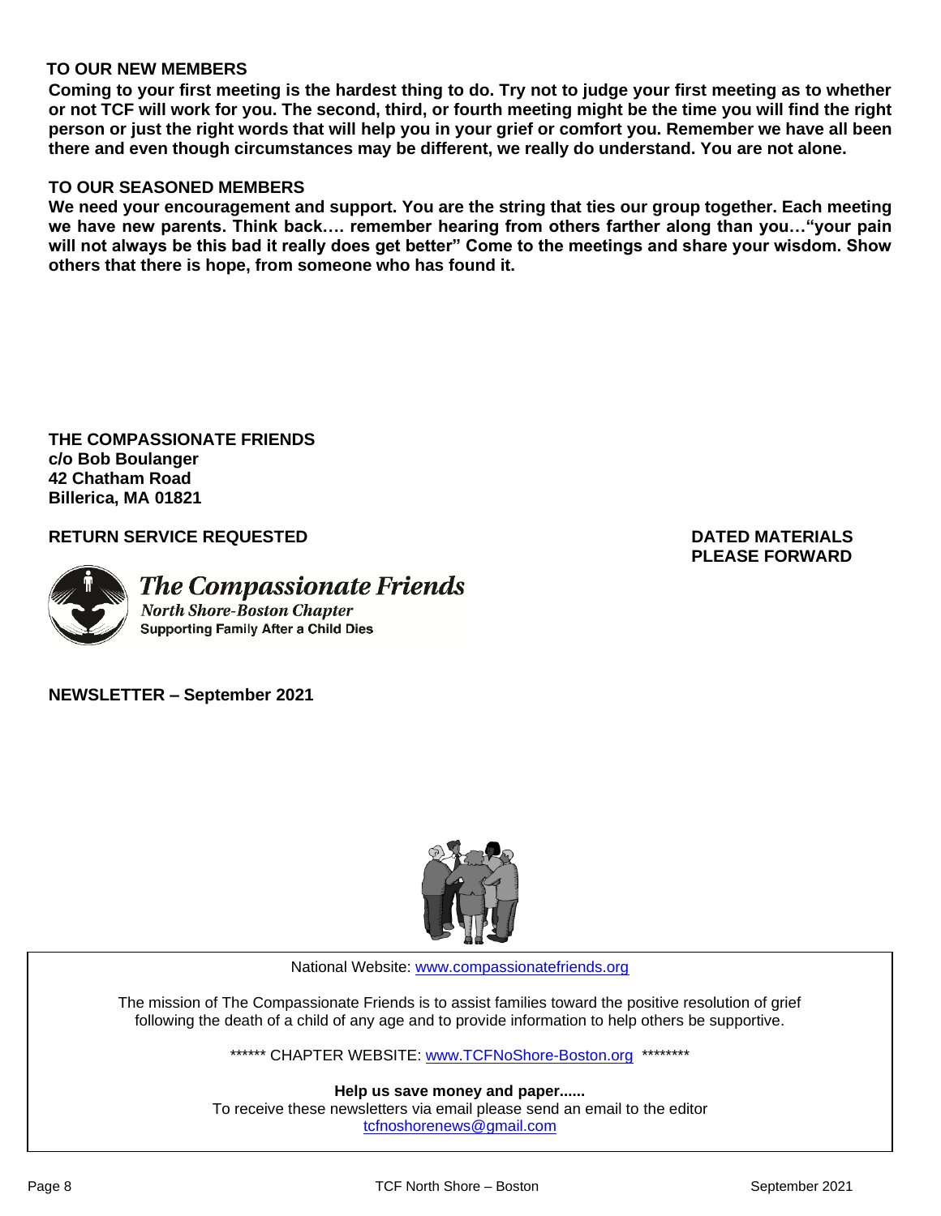## TO OUR NEW MEMBERS

**Coming to your first meeting is the hardest thing to do. Try not to judge your first meeting as to whether or not TCF will work for you. The second, third, or fourth meeting might be the time you will find the right person or just the right words that will help you in your grief or comfort you. Remember we have all been there and even though circumstances may be different, we really do understand. You are not alone.**

## TO OUR SEASONED MEMBERS

**We need your encouragement and support. You are the string that ties our group together. Each meeting we have new parents. Think back…. remember hearing from others farther along than you…"your pain will not always be this bad it really does get better" Come to the meetings and share your wisdom. Show others that there is hope, from someone who has found it.**

**THE COMPASSIONATE FRIENDS**
**c/o Bob Boulanger**
**42 Chatham Road**
**Billerica, MA 01821**

**RETURN SERVICE REQUESTED**

**DATED MATERIALS**
**PLEASE FORWARD**

***The Compassionate Friends***
***North Shore-Boston Chapter***
**Supporting Family After a Child Dies**

**NEWSLETTER – September 2021**

National Website: www.compassionatefriends.org

The mission of The Compassionate Friends is to assist families toward the positive resolution of grief following the death of a child of any age and to provide information to help others be supportive.

****** CHAPTER WEBSITE: www.TCFNoShore-Boston.org ********

**Help us save money and paper......**
To receive these newsletters via email please send an email to the editor
tcfnoshorenews@gmail.com